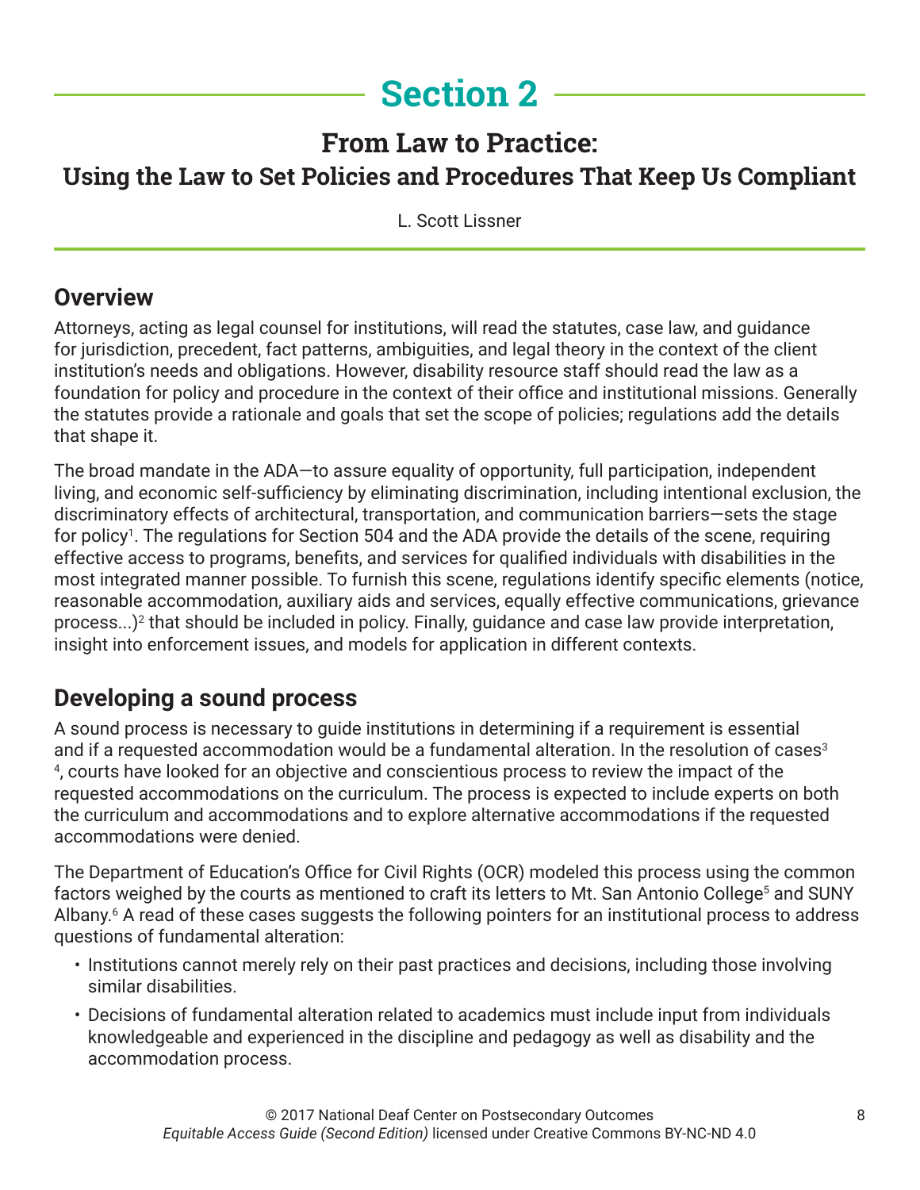# Section 2

## From Law to Practice:

## Using the Law to Set Policies and Procedures That Keep Us Compliant

L. Scott Lissner

## Overview

Attorneys, acting as legal counsel for institutions, will read the statutes, case law, and guidance for jurisdiction, precedent, fact patterns, ambiguities, and legal theory in the context of the client institution's needs and obligations. However, disability resource staff should read the law as a foundation for policy and procedure in the context of their office and institutional missions. Generally the statutes provide a rationale and goals that set the scope of policies; regulations add the details that shape it.

The broad mandate in the ADA—to assure equality of opportunity, full participation, independent living, and economic self-sufficiency by eliminating discrimination, including intentional exclusion, the discriminatory effects of architectural, transportation, and communication barriers—sets the stage for policy[1]. The regulations for Section 504 and the ADA provide the details of the scene, requiring effective access to programs, benefits, and services for qualified individuals with disabilities in the most integrated manner possible. To furnish this scene, regulations identify specific elements (notice, reasonable accommodation, auxiliary aids and services, equally effective communications, grievance process...)[2] that should be included in policy. Finally, guidance and case law provide interpretation, insight into enforcement issues, and models for application in different contexts.

## Developing a sound process

A sound process is necessary to guide institutions in determining if a requirement is essential and if a requested accommodation would be a fundamental alteration. In the resolution of cases[3] [4], courts have looked for an objective and conscientious process to review the impact of the requested accommodations on the curriculum. The process is expected to include experts on both the curriculum and accommodations and to explore alternative accommodations if the requested accommodations were denied.

The Department of Education's Office for Civil Rights (OCR) modeled this process using the common factors weighed by the courts as mentioned to craft its letters to Mt. San Antonio College[5] and SUNY Albany.[6] A read of these cases suggests the following pointers for an institutional process to address questions of fundamental alteration:

- Institutions cannot merely rely on their past practices and decisions, including those involving similar disabilities.
- Decisions of fundamental alteration related to academics must include input from individuals knowledgeable and experienced in the discipline and pedagogy as well as disability and the accommodation process.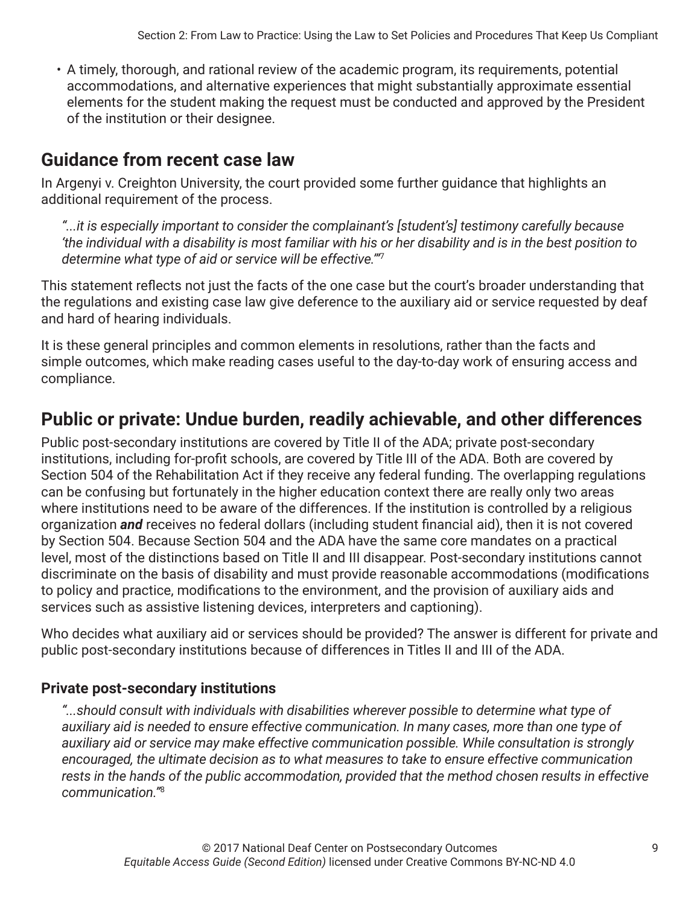- A timely, thorough, and rational review of the academic program, its requirements, potential accommodations, and alternative experiences that might substantially approximate essential elements for the student making the request must be conducted and approved by the President of the institution or their designee.

## Guidance from recent case law

In Argenyi v. Creighton University, the court provided some further guidance that highlights an additional requirement of the process.

> *"...it is especially important to consider the complainant's [student's] testimony carefully because 'the individual with a disability is most familiar with his or her disability and is in the best position to determine what type of aid or service will be effective.'"*[7]

This statement reflects not just the facts of the one case but the court's broader understanding that the regulations and existing case law give deference to the auxiliary aid or service requested by deaf and hard of hearing individuals.

It is these general principles and common elements in resolutions, rather than the facts and simple outcomes, which make reading cases useful to the day-to-day work of ensuring access and compliance.

## Public or private: Undue burden, readily achievable, and other differences

Public post-secondary institutions are covered by Title II of the ADA; private post-secondary institutions, including for-profit schools, are covered by Title III of the ADA. Both are covered by Section 504 of the Rehabilitation Act if they receive any federal funding. The overlapping regulations can be confusing but fortunately in the higher education context there are really only two areas where institutions need to be aware of the differences. If the institution is controlled by a religious organization ***and*** receives no federal dollars (including student financial aid), then it is not covered by Section 504. Because Section 504 and the ADA have the same core mandates on a practical level, most of the distinctions based on Title II and III disappear. Post-secondary institutions cannot discriminate on the basis of disability and must provide reasonable accommodations (modifications to policy and practice, modifications to the environment, and the provision of auxiliary aids and services such as assistive listening devices, interpreters and captioning).

Who decides what auxiliary aid or services should be provided? The answer is different for private and public post-secondary institutions because of differences in Titles II and III of the ADA.

### Private post-secondary institutions

> *"...should consult with individuals with disabilities wherever possible to determine what type of auxiliary aid is needed to ensure effective communication. In many cases, more than one type of auxiliary aid or service may make effective communication possible. While consultation is strongly encouraged, the ultimate decision as to what measures to take to ensure effective communication rests in the hands of the public accommodation, provided that the method chosen results in effective communication."*[8]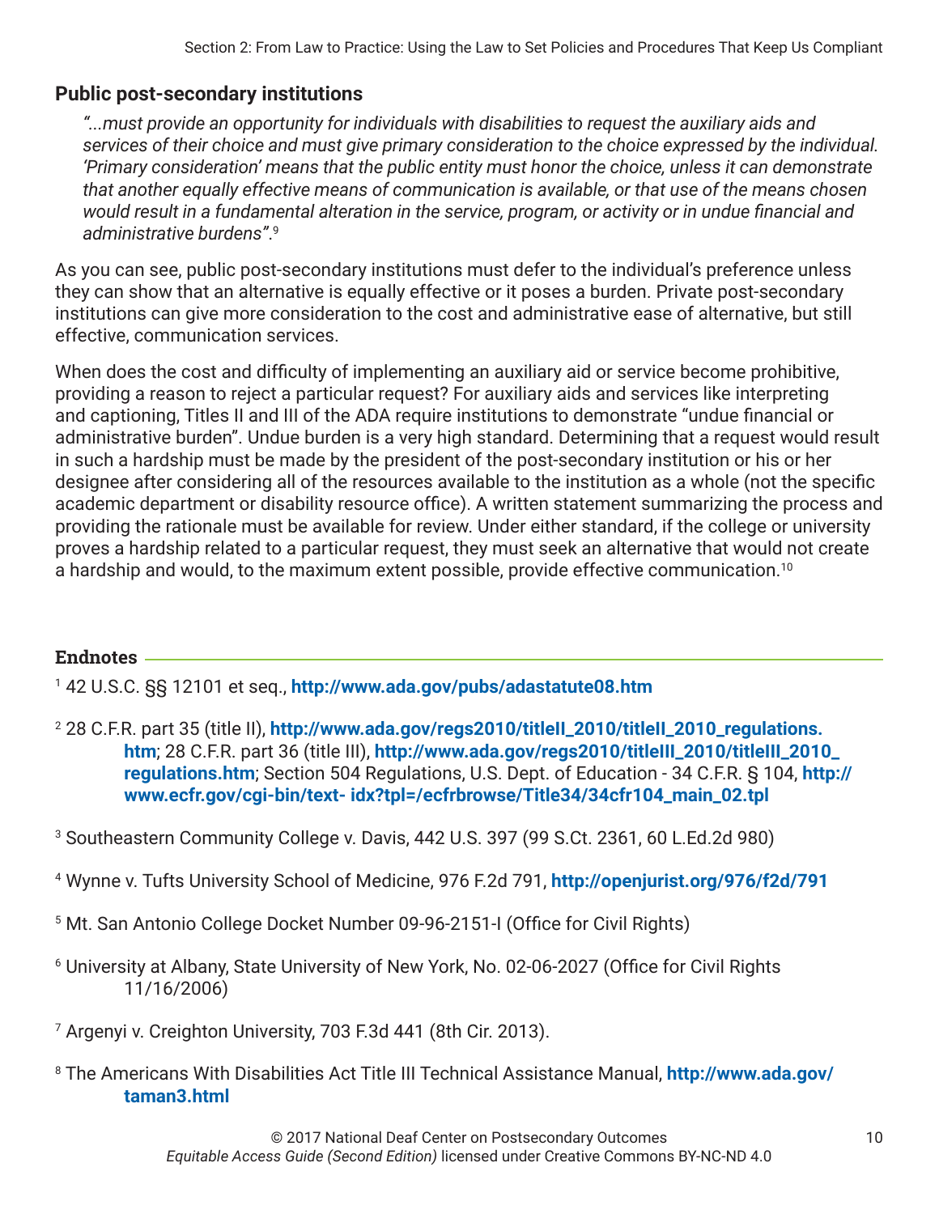### Public post-secondary institutions

> *"...must provide an opportunity for individuals with disabilities to request the auxiliary aids and services of their choice and must give primary consideration to the choice expressed by the individual. 'Primary consideration' means that the public entity must honor the choice, unless it can demonstrate that another equally effective means of communication is available, or that use of the means chosen would result in a fundamental alteration in the service, program, or activity or in undue financial and administrative burdens".*[9]

As you can see, public post-secondary institutions must defer to the individual's preference unless they can show that an alternative is equally effective or it poses a burden. Private post-secondary institutions can give more consideration to the cost and administrative ease of alternative, but still effective, communication services.

When does the cost and difficulty of implementing an auxiliary aid or service become prohibitive, providing a reason to reject a particular request? For auxiliary aids and services like interpreting and captioning, Titles II and III of the ADA require institutions to demonstrate "undue financial or administrative burden". Undue burden is a very high standard. Determining that a request would result in such a hardship must be made by the president of the post-secondary institution or his or her designee after considering all of the resources available to the institution as a whole (not the specific academic department or disability resource office). A written statement summarizing the process and providing the rationale must be available for review. Under either standard, if the college or university proves a hardship related to a particular request, they must seek an alternative that would not create a hardship and would, to the maximum extent possible, provide effective communication.[10]

### Endnotes

[1] 42 U.S.C. §§ 12101 et seq., **http://www.ada.gov/pubs/adastatute08.htm**

[2] 28 C.F.R. part 35 (title II), **http://www.ada.gov/regs2010/titleII_2010/titleII_2010_regulations.htm**; 28 C.F.R. part 36 (title III), **http://www.ada.gov/regs2010/titleIII_2010/titleIII_2010_regulations.htm**; Section 504 Regulations, U.S. Dept. of Education - 34 C.F.R. § 104, **http://www.ecfr.gov/cgi-bin/text- idx?tpl=/ecfrbrowse/Title34/34cfr104_main_02.tpl**

[3] Southeastern Community College v. Davis, 442 U.S. 397 (99 S.Ct. 2361, 60 L.Ed.2d 980)

[4] Wynne v. Tufts University School of Medicine, 976 F.2d 791, **http://openjurist.org/976/f2d/791**

[5] Mt. San Antonio College Docket Number 09-96-2151-I (Office for Civil Rights)

[6] University at Albany, State University of New York, No. 02-06-2027 (Office for Civil Rights 11/16/2006)

[7] Argenyi v. Creighton University, 703 F.3d 441 (8th Cir. 2013).

[8] The Americans With Disabilities Act Title III Technical Assistance Manual, **http://www.ada.gov/taman3.html**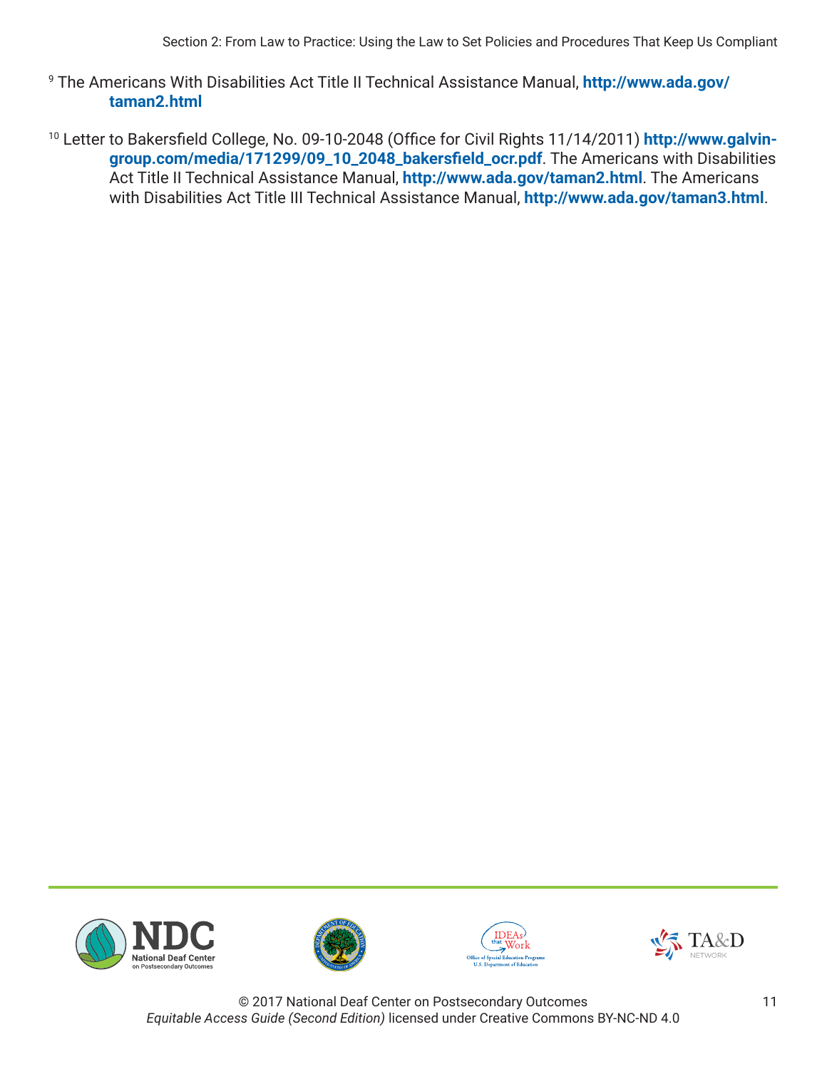[9] The Americans With Disabilities Act Title II Technical Assistance Manual, **http://www.ada.gov/taman2.html**

[10] Letter to Bakersfield College, No. 09-10-2048 (Office for Civil Rights 11/14/2011) **http://www.galvin-group.com/media/171299/09_10_2048_bakersfield_ocr.pdf**. The Americans with Disabilities Act Title II Technical Assistance Manual, **http://www.ada.gov/taman2.html**. The Americans with Disabilities Act Title III Technical Assistance Manual, **http://www.ada.gov/taman3.html**.